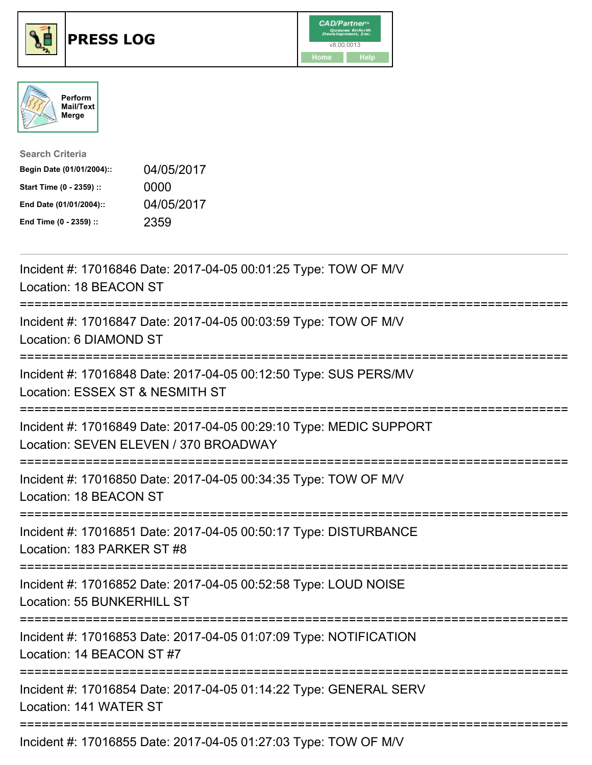# PRESS LOG

CAD/Partner
v8.00.0013
Home Help

Perform Mail/Text Merge

**Search Criteria**

| | |
|---|---|
| **Begin Date (01/01/2004)::** | 04/05/2017 |
| **Start Time (0 - 2359) ::** | 0000 |
| **End Date (01/01/2004)::** | 04/05/2017 |
| **End Time (0 - 2359) ::** | 2359 |

---

Incident #: 17016846 Date: 2017-04-05 00:01:25 Type: TOW OF M/V
Location: 18 BEACON ST

===========================================================================

Incident #: 17016847 Date: 2017-04-05 00:03:59 Type: TOW OF M/V
Location: 6 DIAMOND ST

===========================================================================

Incident #: 17016848 Date: 2017-04-05 00:12:50 Type: SUS PERS/MV
Location: ESSEX ST & NESMITH ST

===========================================================================

Incident #: 17016849 Date: 2017-04-05 00:29:10 Type: MEDIC SUPPORT
Location: SEVEN ELEVEN / 370 BROADWAY

===========================================================================

Incident #: 17016850 Date: 2017-04-05 00:34:35 Type: TOW OF M/V
Location: 18 BEACON ST

===========================================================================

Incident #: 17016851 Date: 2017-04-05 00:50:17 Type: DISTURBANCE
Location: 183 PARKER ST #8

===========================================================================

Incident #: 17016852 Date: 2017-04-05 00:52:58 Type: LOUD NOISE
Location: 55 BUNKERHILL ST

===========================================================================

Incident #: 17016853 Date: 2017-04-05 01:07:09 Type: NOTIFICATION
Location: 14 BEACON ST #7

===========================================================================

Incident #: 17016854 Date: 2017-04-05 01:14:22 Type: GENERAL SERV
Location: 141 WATER ST

===========================================================================

Incident #: 17016855 Date: 2017-04-05 01:27:03 Type: TOW OF M/V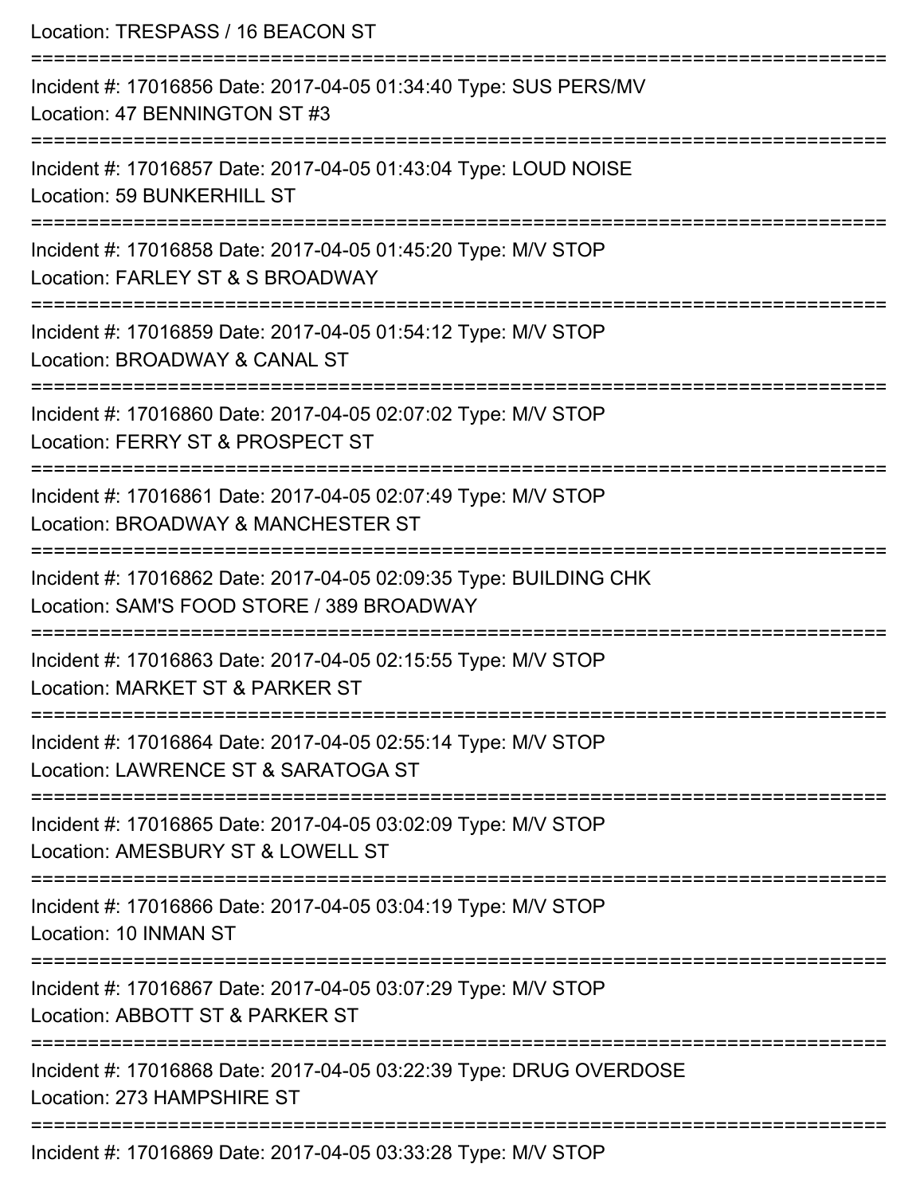Location: TRESPASS / 16 BEACON ST

===========================================================================

Incident #: 17016856 Date: 2017-04-05 01:34:40 Type: SUS PERS/MV

Location: 47 BENNINGTON ST #3

===========================================================================

Incident #: 17016857 Date: 2017-04-05 01:43:04 Type: LOUD NOISE

Location: 59 BUNKERHILL ST

===========================================================================

Incident #: 17016858 Date: 2017-04-05 01:45:20 Type: M/V STOP

Location: FARLEY ST & S BROADWAY

===========================================================================

Incident #: 17016859 Date: 2017-04-05 01:54:12 Type: M/V STOP

Location: BROADWAY & CANAL ST

===========================================================================

Incident #: 17016860 Date: 2017-04-05 02:07:02 Type: M/V STOP

Location: FERRY ST & PROSPECT ST

===========================================================================

Incident #: 17016861 Date: 2017-04-05 02:07:49 Type: M/V STOP

Location: BROADWAY & MANCHESTER ST

===========================================================================

Incident #: 17016862 Date: 2017-04-05 02:09:35 Type: BUILDING CHK

Location: SAM'S FOOD STORE / 389 BROADWAY

===========================================================================

Incident #: 17016863 Date: 2017-04-05 02:15:55 Type: M/V STOP

Location: MARKET ST & PARKER ST

===========================================================================

Incident #: 17016864 Date: 2017-04-05 02:55:14 Type: M/V STOP

Location: LAWRENCE ST & SARATOGA ST

===========================================================================

Incident #: 17016865 Date: 2017-04-05 03:02:09 Type: M/V STOP

Location: AMESBURY ST & LOWELL ST

===========================================================================

Incident #: 17016866 Date: 2017-04-05 03:04:19 Type: M/V STOP

Location: 10 INMAN ST

===========================================================================

Incident #: 17016867 Date: 2017-04-05 03:07:29 Type: M/V STOP

Location: ABBOTT ST & PARKER ST

===========================================================================

Incident #: 17016868 Date: 2017-04-05 03:22:39 Type: DRUG OVERDOSE

Location: 273 HAMPSHIRE ST

===========================================================================

Incident #: 17016869 Date: 2017-04-05 03:33:28 Type: M/V STOP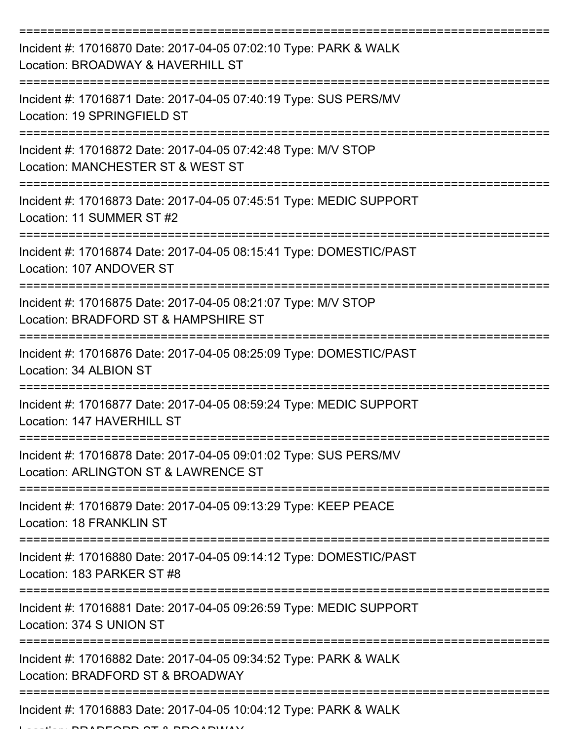===========================================================================

Incident #: 17016870 Date: 2017-04-05 07:02:10 Type: PARK & WALK
Location: BROADWAY & HAVERHILL ST

===========================================================================

Incident #: 17016871 Date: 2017-04-05 07:40:19 Type: SUS PERS/MV
Location: 19 SPRINGFIELD ST

===========================================================================

Incident #: 17016872 Date: 2017-04-05 07:42:48 Type: M/V STOP
Location: MANCHESTER ST & WEST ST

===========================================================================

Incident #: 17016873 Date: 2017-04-05 07:45:51 Type: MEDIC SUPPORT
Location: 11 SUMMER ST #2

===========================================================================

Incident #: 17016874 Date: 2017-04-05 08:15:41 Type: DOMESTIC/PAST
Location: 107 ANDOVER ST

===========================================================================

Incident #: 17016875 Date: 2017-04-05 08:21:07 Type: M/V STOP
Location: BRADFORD ST & HAMPSHIRE ST

===========================================================================

Incident #: 17016876 Date: 2017-04-05 08:25:09 Type: DOMESTIC/PAST
Location: 34 ALBION ST

===========================================================================

Incident #: 17016877 Date: 2017-04-05 08:59:24 Type: MEDIC SUPPORT
Location: 147 HAVERHILL ST

===========================================================================

Incident #: 17016878 Date: 2017-04-05 09:01:02 Type: SUS PERS/MV
Location: ARLINGTON ST & LAWRENCE ST

===========================================================================

Incident #: 17016879 Date: 2017-04-05 09:13:29 Type: KEEP PEACE
Location: 18 FRANKLIN ST

===========================================================================

Incident #: 17016880 Date: 2017-04-05 09:14:12 Type: DOMESTIC/PAST
Location: 183 PARKER ST #8

===========================================================================

Incident #: 17016881 Date: 2017-04-05 09:26:59 Type: MEDIC SUPPORT
Location: 374 S UNION ST

===========================================================================

Incident #: 17016882 Date: 2017-04-05 09:34:52 Type: PARK & WALK
Location: BRADFORD ST & BROADWAY

===========================================================================

Incident #: 17016883 Date: 2017-04-05 10:04:12 Type: PARK & WALK
Location: BRADFORD ST & BROADWAY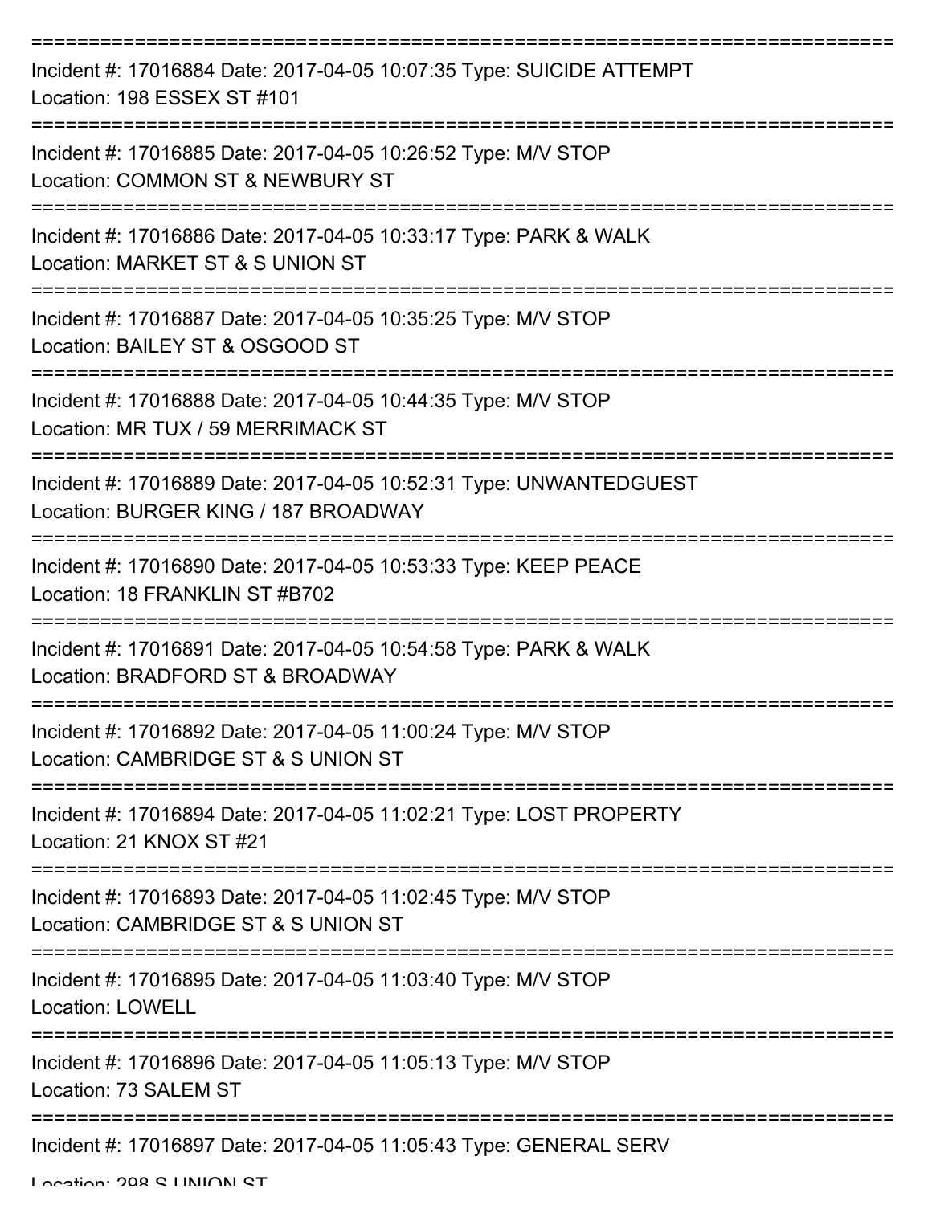===========================================================================

Incident #: 17016884 Date: 2017-04-05 10:07:35 Type: SUICIDE ATTEMPT
Location: 198 ESSEX ST #101

===========================================================================

Incident #: 17016885 Date: 2017-04-05 10:26:52 Type: M/V STOP
Location: COMMON ST & NEWBURY ST

===========================================================================

Incident #: 17016886 Date: 2017-04-05 10:33:17 Type: PARK & WALK
Location: MARKET ST & S UNION ST

===========================================================================

Incident #: 17016887 Date: 2017-04-05 10:35:25 Type: M/V STOP
Location: BAILEY ST & OSGOOD ST

===========================================================================

Incident #: 17016888 Date: 2017-04-05 10:44:35 Type: M/V STOP
Location: MR TUX / 59 MERRIMACK ST

===========================================================================

Incident #: 17016889 Date: 2017-04-05 10:52:31 Type: UNWANTEDGUEST
Location: BURGER KING / 187 BROADWAY

===========================================================================

Incident #: 17016890 Date: 2017-04-05 10:53:33 Type: KEEP PEACE
Location: 18 FRANKLIN ST #B702

===========================================================================

Incident #: 17016891 Date: 2017-04-05 10:54:58 Type: PARK & WALK
Location: BRADFORD ST & BROADWAY

===========================================================================

Incident #: 17016892 Date: 2017-04-05 11:00:24 Type: M/V STOP
Location: CAMBRIDGE ST & S UNION ST

===========================================================================

Incident #: 17016894 Date: 2017-04-05 11:02:21 Type: LOST PROPERTY
Location: 21 KNOX ST #21

===========================================================================

Incident #: 17016893 Date: 2017-04-05 11:02:45 Type: M/V STOP
Location: CAMBRIDGE ST & S UNION ST

===========================================================================

Incident #: 17016895 Date: 2017-04-05 11:03:40 Type: M/V STOP
Location: LOWELL

===========================================================================

Incident #: 17016896 Date: 2017-04-05 11:05:13 Type: M/V STOP
Location: 73 SALEM ST

===========================================================================

Incident #: 17016897 Date: 2017-04-05 11:05:43 Type: GENERAL SERV
Location: 298 S UNION ST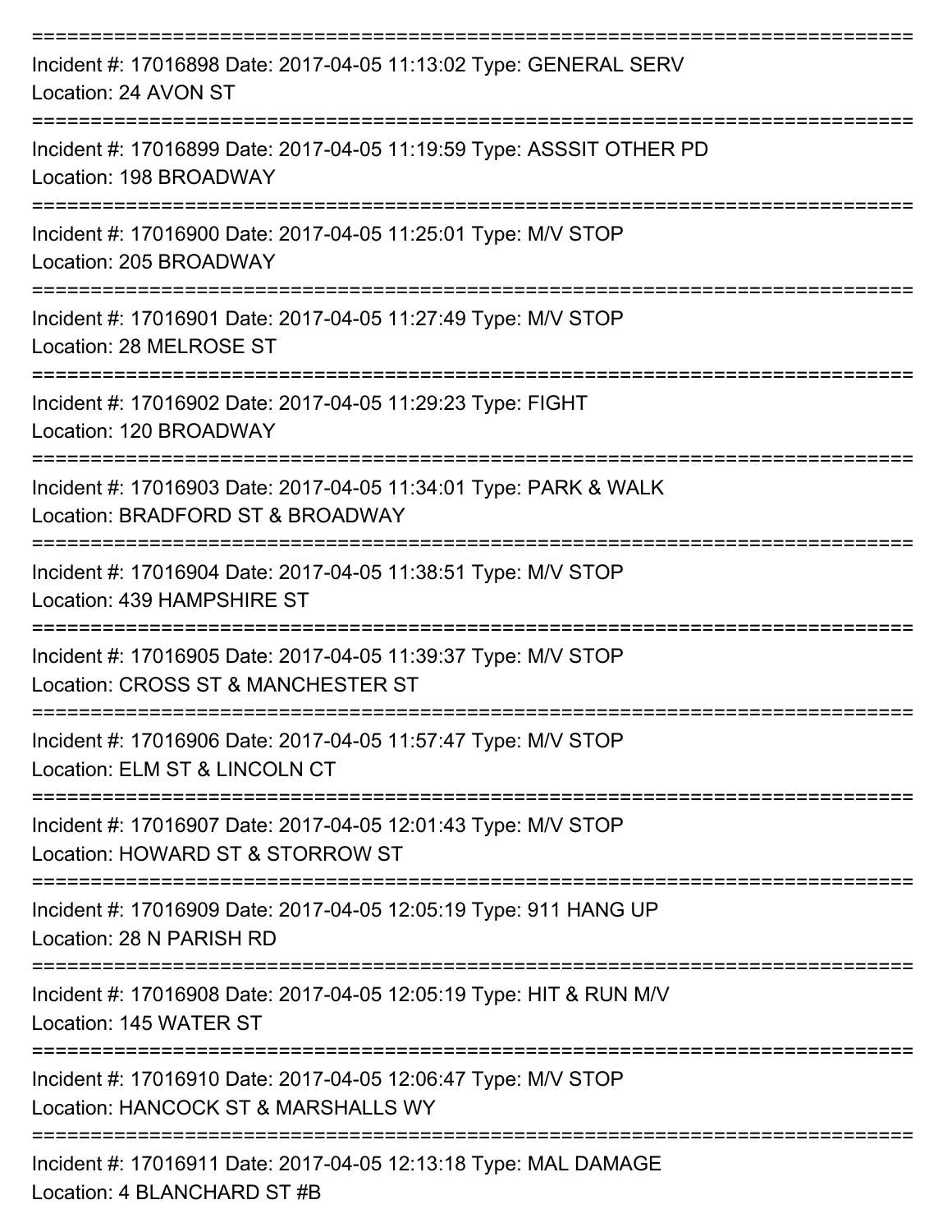===========================================================================

Incident #: 17016898 Date: 2017-04-05 11:13:02 Type: GENERAL SERV
Location: 24 AVON ST

===========================================================================

Incident #: 17016899 Date: 2017-04-05 11:19:59 Type: ASSSIT OTHER PD
Location: 198 BROADWAY

===========================================================================

Incident #: 17016900 Date: 2017-04-05 11:25:01 Type: M/V STOP
Location: 205 BROADWAY

===========================================================================

Incident #: 17016901 Date: 2017-04-05 11:27:49 Type: M/V STOP
Location: 28 MELROSE ST

===========================================================================

Incident #: 17016902 Date: 2017-04-05 11:29:23 Type: FIGHT
Location: 120 BROADWAY

===========================================================================

Incident #: 17016903 Date: 2017-04-05 11:34:01 Type: PARK & WALK
Location: BRADFORD ST & BROADWAY

===========================================================================

Incident #: 17016904 Date: 2017-04-05 11:38:51 Type: M/V STOP
Location: 439 HAMPSHIRE ST

===========================================================================

Incident #: 17016905 Date: 2017-04-05 11:39:37 Type: M/V STOP
Location: CROSS ST & MANCHESTER ST

===========================================================================

Incident #: 17016906 Date: 2017-04-05 11:57:47 Type: M/V STOP
Location: ELM ST & LINCOLN CT

===========================================================================

Incident #: 17016907 Date: 2017-04-05 12:01:43 Type: M/V STOP
Location: HOWARD ST & STORROW ST

===========================================================================

Incident #: 17016909 Date: 2017-04-05 12:05:19 Type: 911 HANG UP
Location: 28 N PARISH RD

===========================================================================

Incident #: 17016908 Date: 2017-04-05 12:05:19 Type: HIT & RUN M/V
Location: 145 WATER ST

===========================================================================

Incident #: 17016910 Date: 2017-04-05 12:06:47 Type: M/V STOP
Location: HANCOCK ST & MARSHALLS WY

===========================================================================

Incident #: 17016911 Date: 2017-04-05 12:13:18 Type: MAL DAMAGE
Location: 4 BLANCHARD ST #B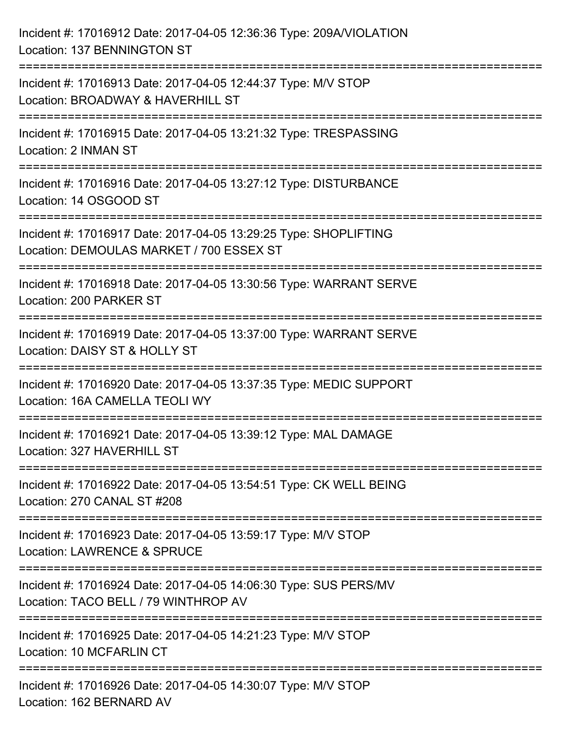Incident #: 17016912 Date: 2017-04-05 12:36:36 Type: 209A/VIOLATION
Location: 137 BENNINGTON ST

===========================================================================

Incident #: 17016913 Date: 2017-04-05 12:44:37 Type: M/V STOP
Location: BROADWAY & HAVERHILL ST

===========================================================================

Incident #: 17016915 Date: 2017-04-05 13:21:32 Type: TRESPASSING
Location: 2 INMAN ST

===========================================================================

Incident #: 17016916 Date: 2017-04-05 13:27:12 Type: DISTURBANCE
Location: 14 OSGOOD ST

===========================================================================

Incident #: 17016917 Date: 2017-04-05 13:29:25 Type: SHOPLIFTING
Location: DEMOULAS MARKET / 700 ESSEX ST

===========================================================================

Incident #: 17016918 Date: 2017-04-05 13:30:56 Type: WARRANT SERVE
Location: 200 PARKER ST

===========================================================================

Incident #: 17016919 Date: 2017-04-05 13:37:00 Type: WARRANT SERVE
Location: DAISY ST & HOLLY ST

===========================================================================

Incident #: 17016920 Date: 2017-04-05 13:37:35 Type: MEDIC SUPPORT
Location: 16A CAMELLA TEOLI WY

===========================================================================

Incident #: 17016921 Date: 2017-04-05 13:39:12 Type: MAL DAMAGE
Location: 327 HAVERHILL ST

===========================================================================

Incident #: 17016922 Date: 2017-04-05 13:54:51 Type: CK WELL BEING
Location: 270 CANAL ST #208

===========================================================================

Incident #: 17016923 Date: 2017-04-05 13:59:17 Type: M/V STOP
Location: LAWRENCE & SPRUCE

===========================================================================

Incident #: 17016924 Date: 2017-04-05 14:06:30 Type: SUS PERS/MV
Location: TACO BELL / 79 WINTHROP AV

===========================================================================

Incident #: 17016925 Date: 2017-04-05 14:21:23 Type: M/V STOP
Location: 10 MCFARLIN CT

===========================================================================

Incident #: 17016926 Date: 2017-04-05 14:30:07 Type: M/V STOP
Location: 162 BERNARD AV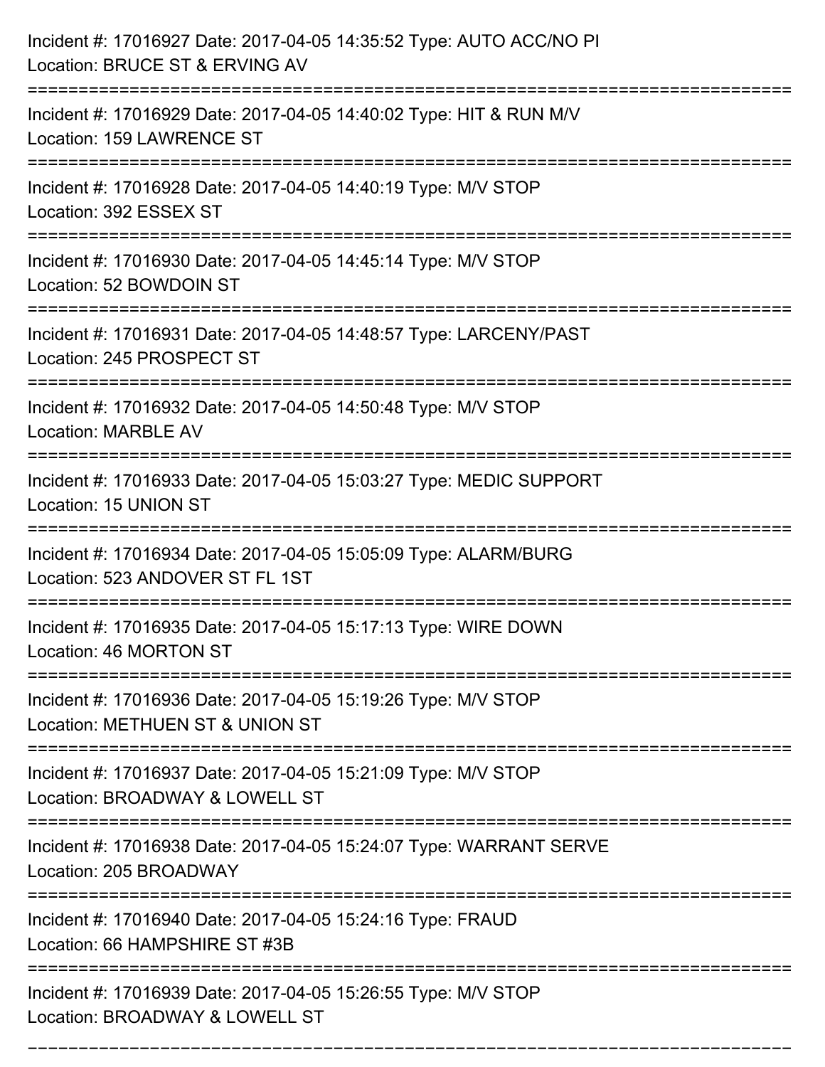Incident #: 17016927 Date: 2017-04-05 14:35:52 Type: AUTO ACC/NO PI
Location: BRUCE ST & ERVING AV

===========================================================================

Incident #: 17016929 Date: 2017-04-05 14:40:02 Type: HIT & RUN M/V
Location: 159 LAWRENCE ST

===========================================================================

Incident #: 17016928 Date: 2017-04-05 14:40:19 Type: M/V STOP
Location: 392 ESSEX ST

===========================================================================

Incident #: 17016930 Date: 2017-04-05 14:45:14 Type: M/V STOP
Location: 52 BOWDOIN ST

===========================================================================

Incident #: 17016931 Date: 2017-04-05 14:48:57 Type: LARCENY/PAST
Location: 245 PROSPECT ST

===========================================================================

Incident #: 17016932 Date: 2017-04-05 14:50:48 Type: M/V STOP
Location: MARBLE AV

===========================================================================

Incident #: 17016933 Date: 2017-04-05 15:03:27 Type: MEDIC SUPPORT
Location: 15 UNION ST

===========================================================================

Incident #: 17016934 Date: 2017-04-05 15:05:09 Type: ALARM/BURG
Location: 523 ANDOVER ST FL 1ST

===========================================================================

Incident #: 17016935 Date: 2017-04-05 15:17:13 Type: WIRE DOWN
Location: 46 MORTON ST

===========================================================================

Incident #: 17016936 Date: 2017-04-05 15:19:26 Type: M/V STOP
Location: METHUEN ST & UNION ST

===========================================================================

Incident #: 17016937 Date: 2017-04-05 15:21:09 Type: M/V STOP
Location: BROADWAY & LOWELL ST

===========================================================================

Incident #: 17016938 Date: 2017-04-05 15:24:07 Type: WARRANT SERVE
Location: 205 BROADWAY

===========================================================================

Incident #: 17016940 Date: 2017-04-05 15:24:16 Type: FRAUD
Location: 66 HAMPSHIRE ST #3B

===========================================================================

Incident #: 17016939 Date: 2017-04-05 15:26:55 Type: M/V STOP
Location: BROADWAY & LOWELL ST

===========================================================================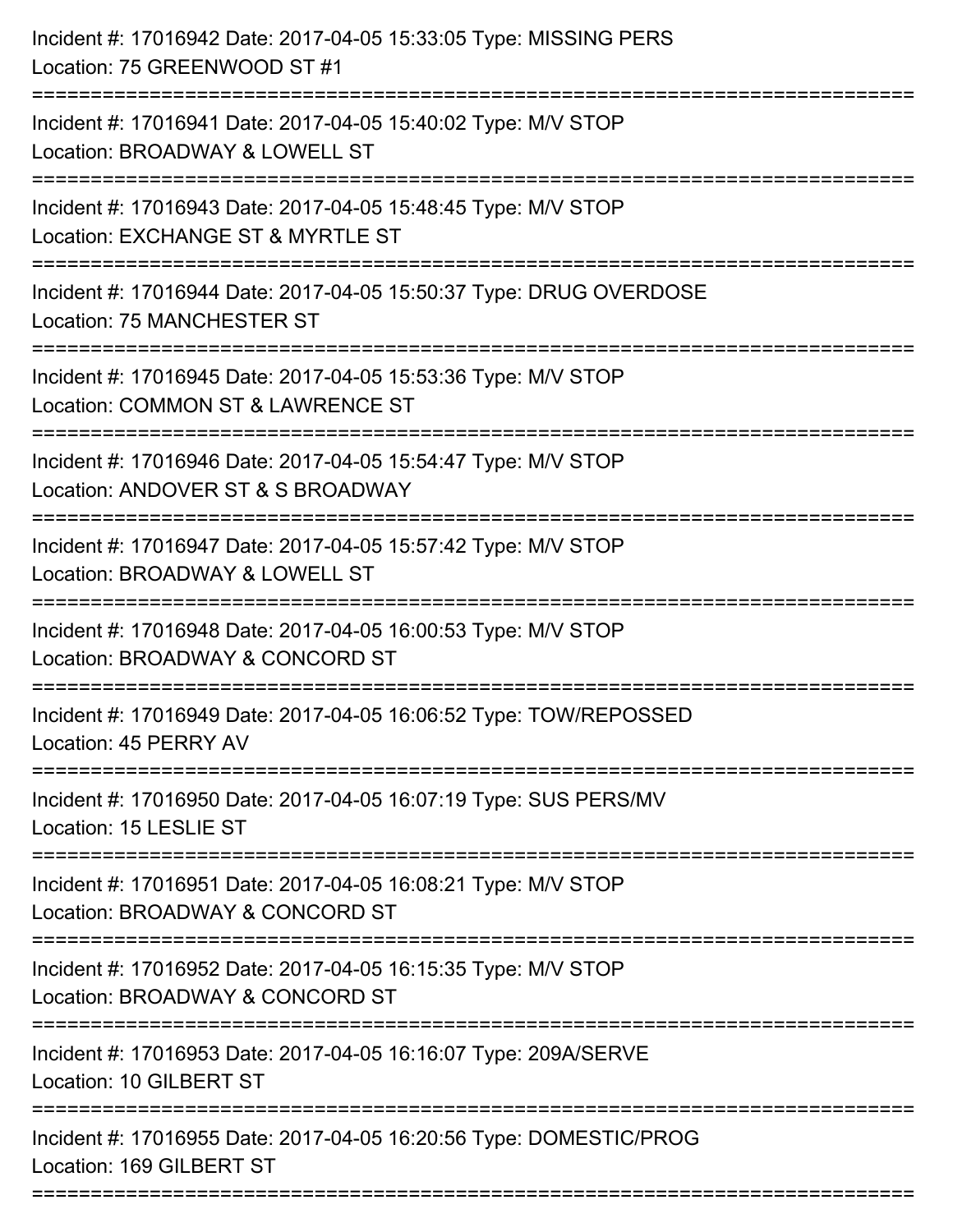Incident #: 17016942 Date: 2017-04-05 15:33:05 Type: MISSING PERS
Location: 75 GREENWOOD ST #1

===========================================================================

Incident #: 17016941 Date: 2017-04-05 15:40:02 Type: M/V STOP
Location: BROADWAY & LOWELL ST

===========================================================================

Incident #: 17016943 Date: 2017-04-05 15:48:45 Type: M/V STOP
Location: EXCHANGE ST & MYRTLE ST

===========================================================================

Incident #: 17016944 Date: 2017-04-05 15:50:37 Type: DRUG OVERDOSE
Location: 75 MANCHESTER ST

===========================================================================

Incident #: 17016945 Date: 2017-04-05 15:53:36 Type: M/V STOP
Location: COMMON ST & LAWRENCE ST

===========================================================================

Incident #: 17016946 Date: 2017-04-05 15:54:47 Type: M/V STOP
Location: ANDOVER ST & S BROADWAY

===========================================================================

Incident #: 17016947 Date: 2017-04-05 15:57:42 Type: M/V STOP
Location: BROADWAY & LOWELL ST

===========================================================================

Incident #: 17016948 Date: 2017-04-05 16:00:53 Type: M/V STOP
Location: BROADWAY & CONCORD ST

===========================================================================

Incident #: 17016949 Date: 2017-04-05 16:06:52 Type: TOW/REPOSSED
Location: 45 PERRY AV

===========================================================================

Incident #: 17016950 Date: 2017-04-05 16:07:19 Type: SUS PERS/MV
Location: 15 LESLIE ST

===========================================================================

Incident #: 17016951 Date: 2017-04-05 16:08:21 Type: M/V STOP
Location: BROADWAY & CONCORD ST

===========================================================================

Incident #: 17016952 Date: 2017-04-05 16:15:35 Type: M/V STOP
Location: BROADWAY & CONCORD ST

===========================================================================

Incident #: 17016953 Date: 2017-04-05 16:16:07 Type: 209A/SERVE
Location: 10 GILBERT ST

===========================================================================

Incident #: 17016955 Date: 2017-04-05 16:20:56 Type: DOMESTIC/PROG
Location: 169 GILBERT ST

===========================================================================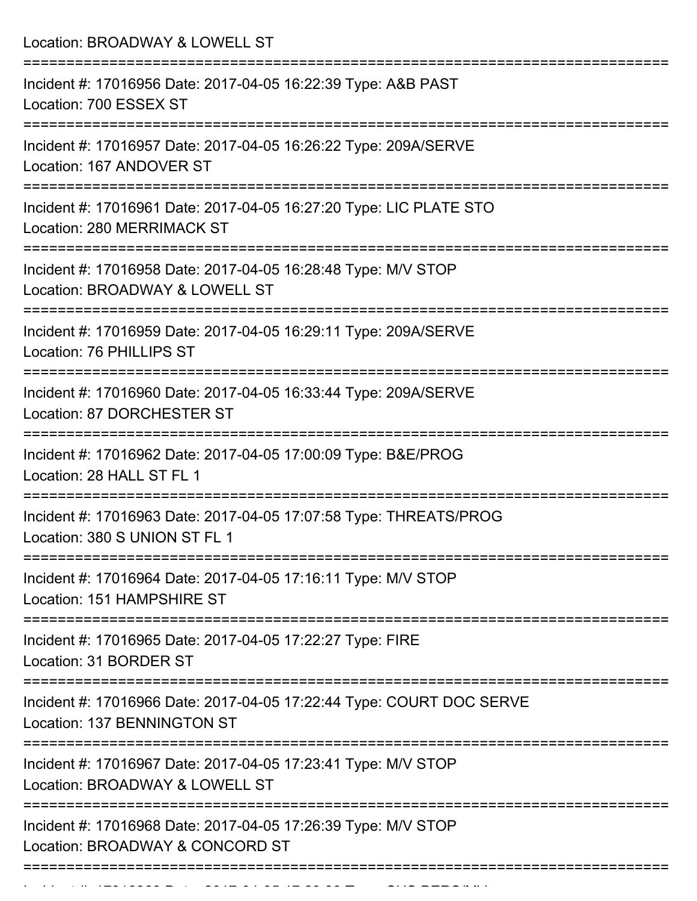Location: BROADWAY & LOWELL ST

===========================================================================

Incident #: 17016956 Date: 2017-04-05 16:22:39 Type: A&B PAST
Location: 700 ESSEX ST

===========================================================================

Incident #: 17016957 Date: 2017-04-05 16:26:22 Type: 209A/SERVE
Location: 167 ANDOVER ST

===========================================================================

Incident #: 17016961 Date: 2017-04-05 16:27:20 Type: LIC PLATE STO
Location: 280 MERRIMACK ST

===========================================================================

Incident #: 17016958 Date: 2017-04-05 16:28:48 Type: M/V STOP
Location: BROADWAY & LOWELL ST

===========================================================================

Incident #: 17016959 Date: 2017-04-05 16:29:11 Type: 209A/SERVE
Location: 76 PHILLIPS ST

===========================================================================

Incident #: 17016960 Date: 2017-04-05 16:33:44 Type: 209A/SERVE
Location: 87 DORCHESTER ST

===========================================================================

Incident #: 17016962 Date: 2017-04-05 17:00:09 Type: B&E/PROG
Location: 28 HALL ST FL 1

===========================================================================

Incident #: 17016963 Date: 2017-04-05 17:07:58 Type: THREATS/PROG
Location: 380 S UNION ST FL 1

===========================================================================

Incident #: 17016964 Date: 2017-04-05 17:16:11 Type: M/V STOP
Location: 151 HAMPSHIRE ST

===========================================================================

Incident #: 17016965 Date: 2017-04-05 17:22:27 Type: FIRE
Location: 31 BORDER ST

===========================================================================

Incident #: 17016966 Date: 2017-04-05 17:22:44 Type: COURT DOC SERVE
Location: 137 BENNINGTON ST

===========================================================================

Incident #: 17016967 Date: 2017-04-05 17:23:41 Type: M/V STOP
Location: BROADWAY & LOWELL ST

===========================================================================

Incident #: 17016968 Date: 2017-04-05 17:26:39 Type: M/V STOP
Location: BROADWAY & CONCORD ST

===========================================================================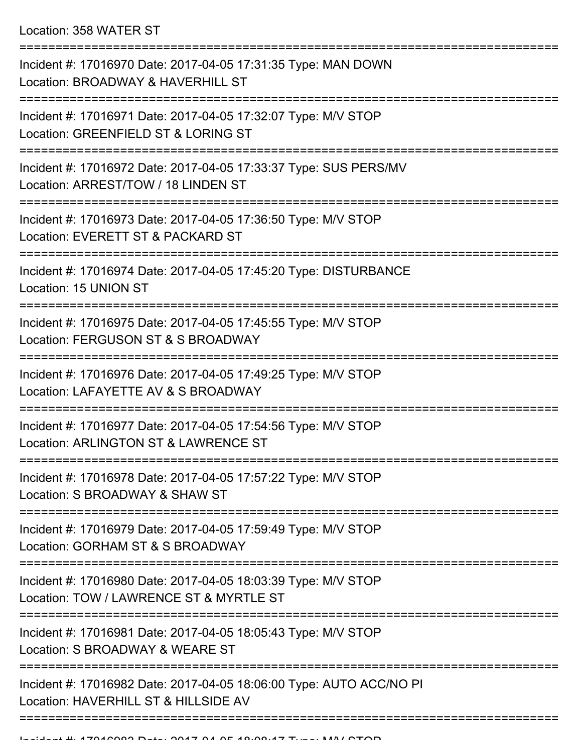Location: 358 WATER ST

===========================================================================

Incident #: 17016970 Date: 2017-04-05 17:31:35 Type: MAN DOWN
Location: BROADWAY & HAVERHILL ST

===========================================================================

Incident #: 17016971 Date: 2017-04-05 17:32:07 Type: M/V STOP
Location: GREENFIELD ST & LORING ST

===========================================================================

Incident #: 17016972 Date: 2017-04-05 17:33:37 Type: SUS PERS/MV
Location: ARREST/TOW / 18 LINDEN ST

===========================================================================

Incident #: 17016973 Date: 2017-04-05 17:36:50 Type: M/V STOP
Location: EVERETT ST & PACKARD ST

===========================================================================

Incident #: 17016974 Date: 2017-04-05 17:45:20 Type: DISTURBANCE
Location: 15 UNION ST

===========================================================================

Incident #: 17016975 Date: 2017-04-05 17:45:55 Type: M/V STOP
Location: FERGUSON ST & S BROADWAY

===========================================================================

Incident #: 17016976 Date: 2017-04-05 17:49:25 Type: M/V STOP
Location: LAFAYETTE AV & S BROADWAY

===========================================================================

Incident #: 17016977 Date: 2017-04-05 17:54:56 Type: M/V STOP
Location: ARLINGTON ST & LAWRENCE ST

===========================================================================

Incident #: 17016978 Date: 2017-04-05 17:57:22 Type: M/V STOP
Location: S BROADWAY & SHAW ST

===========================================================================

Incident #: 17016979 Date: 2017-04-05 17:59:49 Type: M/V STOP
Location: GORHAM ST & S BROADWAY

===========================================================================

Incident #: 17016980 Date: 2017-04-05 18:03:39 Type: M/V STOP
Location: TOW / LAWRENCE ST & MYRTLE ST

===========================================================================

Incident #: 17016981 Date: 2017-04-05 18:05:43 Type: M/V STOP
Location: S BROADWAY & WEARE ST

===========================================================================

Incident #: 17016982 Date: 2017-04-05 18:06:00 Type: AUTO ACC/NO PI
Location: HAVERHILL ST & HILLSIDE AV

===========================================================================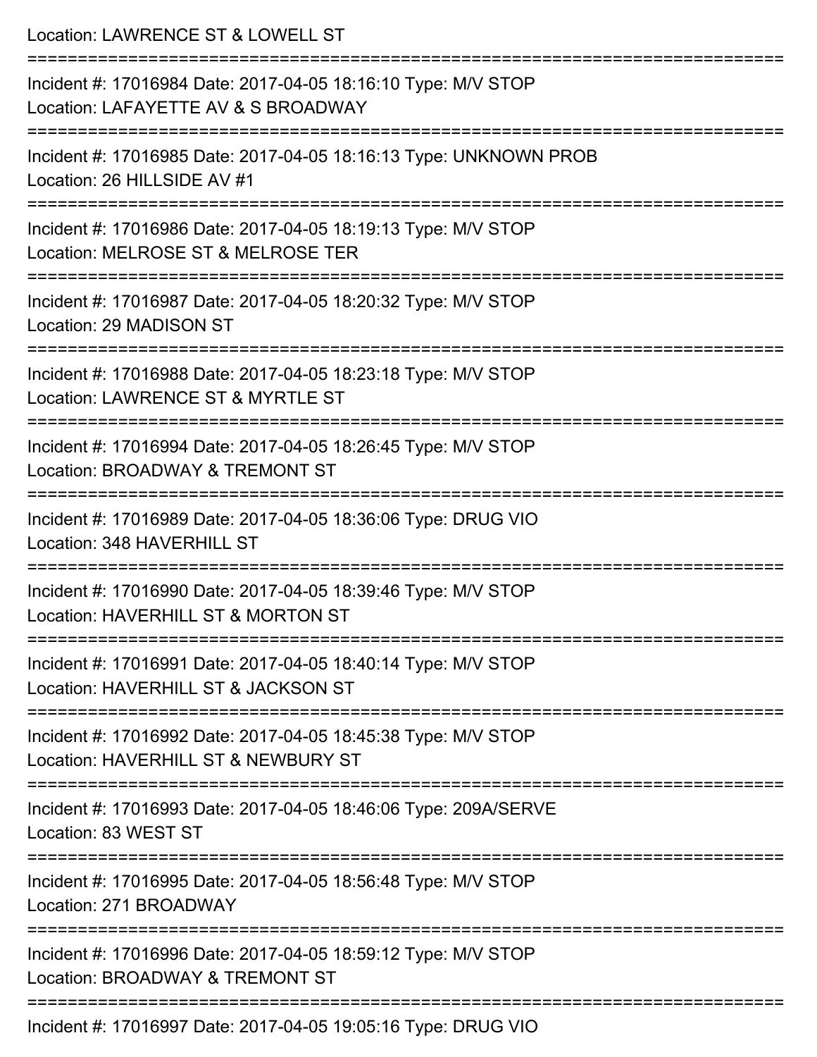Location: LAWRENCE ST & LOWELL ST

===========================================================================

Incident #: 17016984 Date: 2017-04-05 18:16:10 Type: M/V STOP
Location: LAFAYETTE AV & S BROADWAY

===========================================================================

Incident #: 17016985 Date: 2017-04-05 18:16:13 Type: UNKNOWN PROB
Location: 26 HILLSIDE AV #1

===========================================================================

Incident #: 17016986 Date: 2017-04-05 18:19:13 Type: M/V STOP
Location: MELROSE ST & MELROSE TER

===========================================================================

Incident #: 17016987 Date: 2017-04-05 18:20:32 Type: M/V STOP
Location: 29 MADISON ST

===========================================================================

Incident #: 17016988 Date: 2017-04-05 18:23:18 Type: M/V STOP
Location: LAWRENCE ST & MYRTLE ST

===========================================================================

Incident #: 17016994 Date: 2017-04-05 18:26:45 Type: M/V STOP
Location: BROADWAY & TREMONT ST

===========================================================================

Incident #: 17016989 Date: 2017-04-05 18:36:06 Type: DRUG VIO
Location: 348 HAVERHILL ST

===========================================================================

Incident #: 17016990 Date: 2017-04-05 18:39:46 Type: M/V STOP
Location: HAVERHILL ST & MORTON ST

===========================================================================

Incident #: 17016991 Date: 2017-04-05 18:40:14 Type: M/V STOP
Location: HAVERHILL ST & JACKSON ST

===========================================================================

Incident #: 17016992 Date: 2017-04-05 18:45:38 Type: M/V STOP
Location: HAVERHILL ST & NEWBURY ST

===========================================================================

Incident #: 17016993 Date: 2017-04-05 18:46:06 Type: 209A/SERVE
Location: 83 WEST ST

===========================================================================

Incident #: 17016995 Date: 2017-04-05 18:56:48 Type: M/V STOP
Location: 271 BROADWAY

===========================================================================

Incident #: 17016996 Date: 2017-04-05 18:59:12 Type: M/V STOP
Location: BROADWAY & TREMONT ST

===========================================================================

Incident #: 17016997 Date: 2017-04-05 19:05:16 Type: DRUG VIO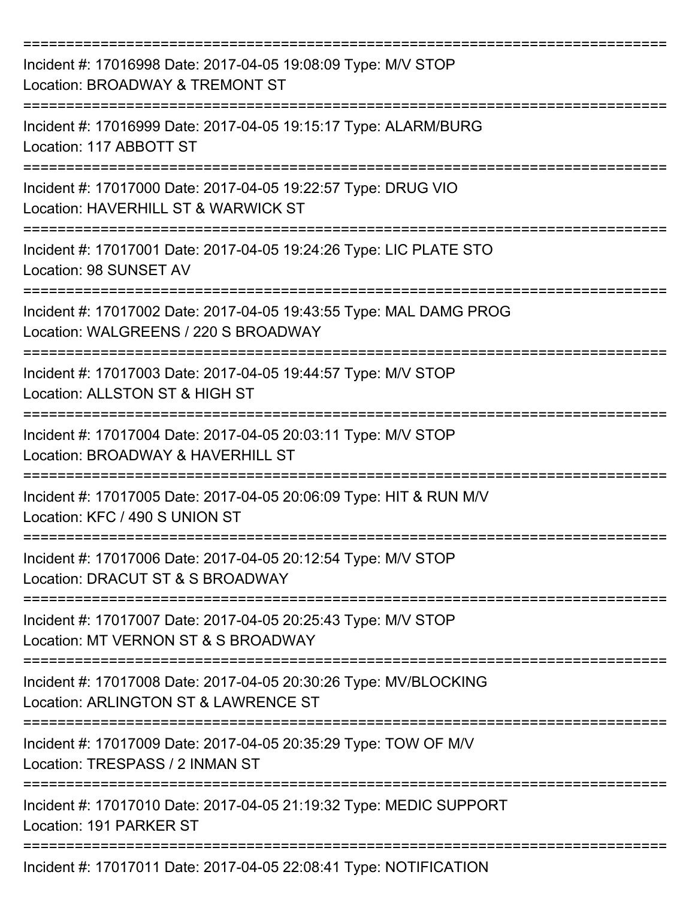===========================================================================
Incident #: 17016998 Date: 2017-04-05 19:08:09 Type: M/V STOP
Location: BROADWAY & TREMONT ST
===========================================================================
Incident #: 17016999 Date: 2017-04-05 19:15:17 Type: ALARM/BURG
Location: 117 ABBOTT ST
===========================================================================
Incident #: 17017000 Date: 2017-04-05 19:22:57 Type: DRUG VIO
Location: HAVERHILL ST & WARWICK ST
===========================================================================
Incident #: 17017001 Date: 2017-04-05 19:24:26 Type: LIC PLATE STO
Location: 98 SUNSET AV
===========================================================================
Incident #: 17017002 Date: 2017-04-05 19:43:55 Type: MAL DAMG PROG
Location: WALGREENS / 220 S BROADWAY
===========================================================================
Incident #: 17017003 Date: 2017-04-05 19:44:57 Type: M/V STOP
Location: ALLSTON ST & HIGH ST
===========================================================================
Incident #: 17017004 Date: 2017-04-05 20:03:11 Type: M/V STOP
Location: BROADWAY & HAVERHILL ST
===========================================================================
Incident #: 17017005 Date: 2017-04-05 20:06:09 Type: HIT & RUN M/V
Location: KFC / 490 S UNION ST
===========================================================================
Incident #: 17017006 Date: 2017-04-05 20:12:54 Type: M/V STOP
Location: DRACUT ST & S BROADWAY
===========================================================================
Incident #: 17017007 Date: 2017-04-05 20:25:43 Type: M/V STOP
Location: MT VERNON ST & S BROADWAY
===========================================================================
Incident #: 17017008 Date: 2017-04-05 20:30:26 Type: MV/BLOCKING
Location: ARLINGTON ST & LAWRENCE ST
===========================================================================
Incident #: 17017009 Date: 2017-04-05 20:35:29 Type: TOW OF M/V
Location: TRESPASS / 2 INMAN ST
===========================================================================
Incident #: 17017010 Date: 2017-04-05 21:19:32 Type: MEDIC SUPPORT
Location: 191 PARKER ST
===========================================================================
Incident #: 17017011 Date: 2017-04-05 22:08:41 Type: NOTIFICATION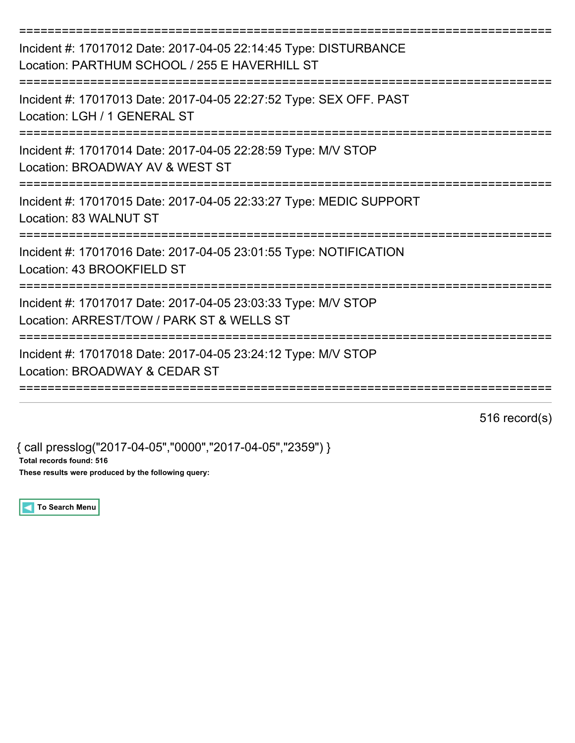===========================================================================

Incident #: 17017012 Date: 2017-04-05 22:14:45 Type: DISTURBANCE

Location: PARTHUM SCHOOL / 255 E HAVERHILL ST

===========================================================================

Incident #: 17017013 Date: 2017-04-05 22:27:52 Type: SEX OFF. PAST

Location: LGH / 1 GENERAL ST

===========================================================================

Incident #: 17017014 Date: 2017-04-05 22:28:59 Type: M/V STOP

Location: BROADWAY AV & WEST ST

===========================================================================

Incident #: 17017015 Date: 2017-04-05 22:33:27 Type: MEDIC SUPPORT

Location: 83 WALNUT ST

===========================================================================

Incident #: 17017016 Date: 2017-04-05 23:01:55 Type: NOTIFICATION

Location: 43 BROOKFIELD ST

===========================================================================

Incident #: 17017017 Date: 2017-04-05 23:03:33 Type: M/V STOP

Location: ARREST/TOW / PARK ST & WELLS ST

===========================================================================

Incident #: 17017018 Date: 2017-04-05 23:24:12 Type: M/V STOP

Location: BROADWAY & CEDAR ST

===========================================================================

516 record(s)

{ call presslog("2017-04-05","0000","2017-04-05","2359") }

**Total records found: 516**

**These results were produced by the following query:**

To Search Menu